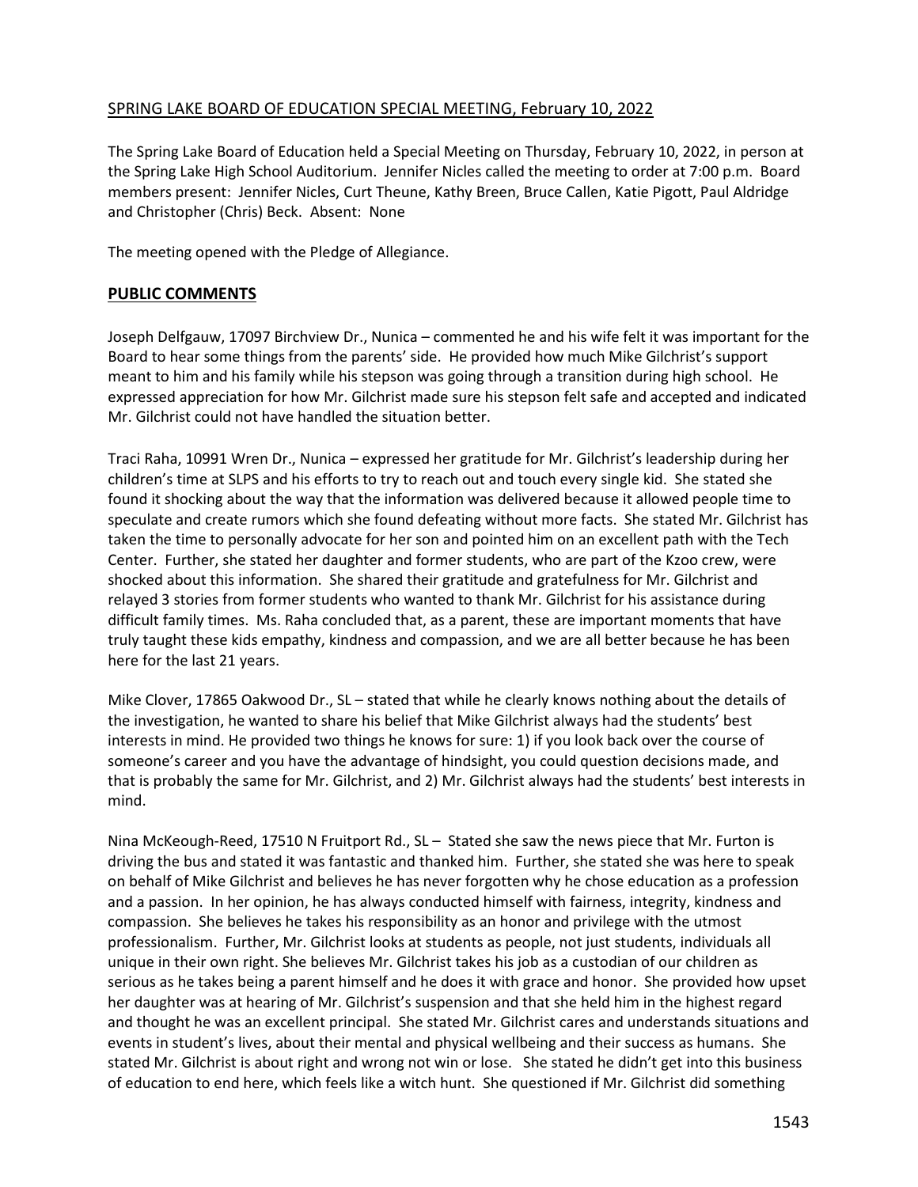SPRING LAKE BOARD OF EDUCATION SPECIAL MEETING, February 10, 2022

The Spring Lake Board of Education held a Special Meeting on Thursday, February 10, 2022, in person at the Spring Lake High School Auditorium. Jennifer Nicles called the meeting to order at 7:00 p.m. Board members present: Jennifer Nicles, Curt Theune, Kathy Breen, Bruce Callen, Katie Pigott, Paul Aldridge and Christopher (Chris) Beck. Absent: None

The meeting opened with the Pledge of Allegiance.

## PUBLIC COMMENTS

Joseph Delfgauw, 17097 Birchview Dr., Nunica – commented he and his wife felt it was important for the Board to hear some things from the parents' side. He provided how much Mike Gilchrist's support meant to him and his family while his stepson was going through a transition during high school. He expressed appreciation for how Mr. Gilchrist made sure his stepson felt safe and accepted and indicated Mr. Gilchrist could not have handled the situation better.

Traci Raha, 10991 Wren Dr., Nunica – expressed her gratitude for Mr. Gilchrist's leadership during her children's time at SLPS and his efforts to try to reach out and touch every single kid. She stated she found it shocking about the way that the information was delivered because it allowed people time to speculate and create rumors which she found defeating without more facts. She stated Mr. Gilchrist has taken the time to personally advocate for her son and pointed him on an excellent path with the Tech Center. Further, she stated her daughter and former students, who are part of the Kzoo crew, were shocked about this information. She shared their gratitude and gratefulness for Mr. Gilchrist and relayed 3 stories from former students who wanted to thank Mr. Gilchrist for his assistance during difficult family times. Ms. Raha concluded that, as a parent, these are important moments that have truly taught these kids empathy, kindness and compassion, and we are all better because he has been here for the last 21 years.

Mike Clover, 17865 Oakwood Dr., SL – stated that while he clearly knows nothing about the details of the investigation, he wanted to share his belief that Mike Gilchrist always had the students' best interests in mind. He provided two things he knows for sure: 1) if you look back over the course of someone's career and you have the advantage of hindsight, you could question decisions made, and that is probably the same for Mr. Gilchrist, and 2) Mr. Gilchrist always had the students' best interests in mind.

Nina McKeough-Reed, 17510 N Fruitport Rd., SL – Stated she saw the news piece that Mr. Furton is driving the bus and stated it was fantastic and thanked him. Further, she stated she was here to speak on behalf of Mike Gilchrist and believes he has never forgotten why he chose education as a profession and a passion. In her opinion, he has always conducted himself with fairness, integrity, kindness and compassion. She believes he takes his responsibility as an honor and privilege with the utmost professionalism. Further, Mr. Gilchrist looks at students as people, not just students, individuals all unique in their own right. She believes Mr. Gilchrist takes his job as a custodian of our children as serious as he takes being a parent himself and he does it with grace and honor. She provided how upset her daughter was at hearing of Mr. Gilchrist's suspension and that she held him in the highest regard and thought he was an excellent principal. She stated Mr. Gilchrist cares and understands situations and events in student's lives, about their mental and physical wellbeing and their success as humans. She stated Mr. Gilchrist is about right and wrong not win or lose. She stated he didn't get into this business of education to end here, which feels like a witch hunt. She questioned if Mr. Gilchrist did something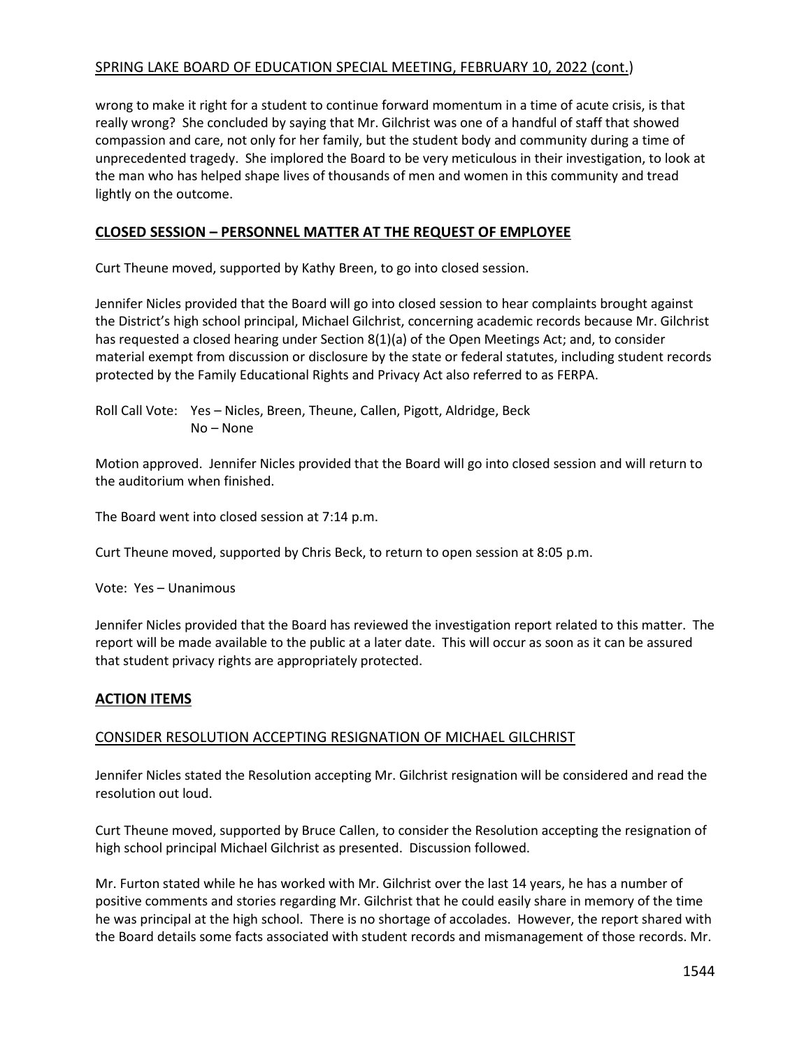wrong to make it right for a student to continue forward momentum in a time of acute crisis, is that really wrong? She concluded by saying that Mr. Gilchrist was one of a handful of staff that showed compassion and care, not only for her family, but the student body and community during a time of unprecedented tragedy. She implored the Board to be very meticulous in their investigation, to look at the man who has helped shape lives of thousands of men and women in this community and tread lightly on the outcome.

## CLOSED SESSION – PERSONNEL MATTER AT THE REQUEST OF EMPLOYEE

Curt Theune moved, supported by Kathy Breen, to go into closed session.

Jennifer Nicles provided that the Board will go into closed session to hear complaints brought against the District's high school principal, Michael Gilchrist, concerning academic records because Mr. Gilchrist has requested a closed hearing under Section 8(1)(a) of the Open Meetings Act; and, to consider material exempt from discussion or disclosure by the state or federal statutes, including student records protected by the Family Educational Rights and Privacy Act also referred to as FERPA.

Roll Call Vote: Yes – Nicles, Breen, Theune, Callen, Pigott, Aldridge, Beck
No – None

Motion approved. Jennifer Nicles provided that the Board will go into closed session and will return to the auditorium when finished.

The Board went into closed session at 7:14 p.m.

Curt Theune moved, supported by Chris Beck, to return to open session at 8:05 p.m.

Vote: Yes – Unanimous

Jennifer Nicles provided that the Board has reviewed the investigation report related to this matter. The report will be made available to the public at a later date. This will occur as soon as it can be assured that student privacy rights are appropriately protected.

## ACTION ITEMS

### CONSIDER RESOLUTION ACCEPTING RESIGNATION OF MICHAEL GILCHRIST

Jennifer Nicles stated the Resolution accepting Mr. Gilchrist resignation will be considered and read the resolution out loud.

Curt Theune moved, supported by Bruce Callen, to consider the Resolution accepting the resignation of high school principal Michael Gilchrist as presented. Discussion followed.

Mr. Furton stated while he has worked with Mr. Gilchrist over the last 14 years, he has a number of positive comments and stories regarding Mr. Gilchrist that he could easily share in memory of the time he was principal at the high school. There is no shortage of accolades. However, the report shared with the Board details some facts associated with student records and mismanagement of those records. Mr.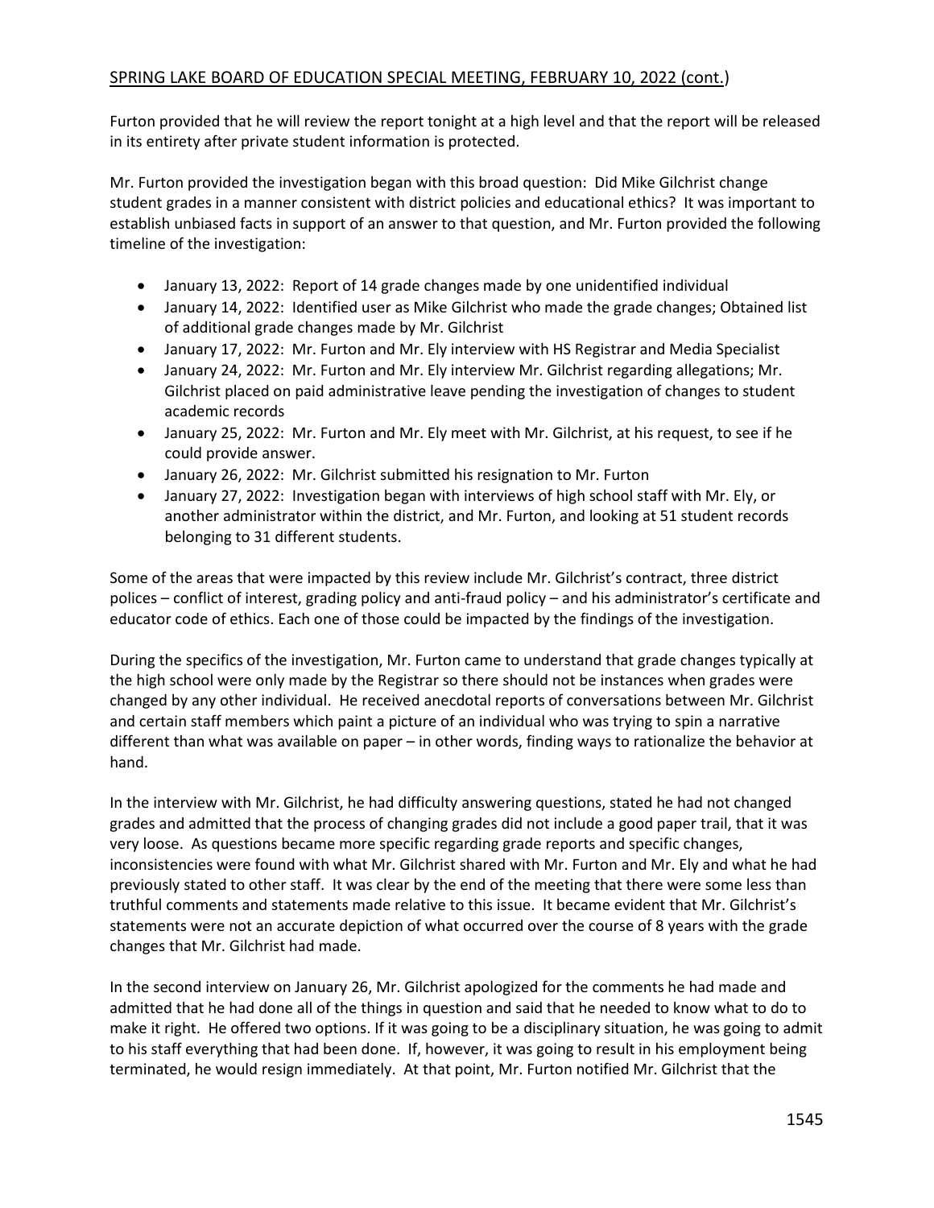SPRING LAKE BOARD OF EDUCATION SPECIAL MEETING, FEBRUARY 10, 2022 (cont.)

Furton provided that he will review the report tonight at a high level and that the report will be released in its entirety after private student information is protected.

Mr. Furton provided the investigation began with this broad question: Did Mike Gilchrist change student grades in a manner consistent with district policies and educational ethics? It was important to establish unbiased facts in support of an answer to that question, and Mr. Furton provided the following timeline of the investigation:

- January 13, 2022: Report of 14 grade changes made by one unidentified individual
- January 14, 2022: Identified user as Mike Gilchrist who made the grade changes; Obtained list of additional grade changes made by Mr. Gilchrist
- January 17, 2022: Mr. Furton and Mr. Ely interview with HS Registrar and Media Specialist
- January 24, 2022: Mr. Furton and Mr. Ely interview Mr. Gilchrist regarding allegations; Mr. Gilchrist placed on paid administrative leave pending the investigation of changes to student academic records
- January 25, 2022: Mr. Furton and Mr. Ely meet with Mr. Gilchrist, at his request, to see if he could provide answer.
- January 26, 2022: Mr. Gilchrist submitted his resignation to Mr. Furton
- January 27, 2022: Investigation began with interviews of high school staff with Mr. Ely, or another administrator within the district, and Mr. Furton, and looking at 51 student records belonging to 31 different students.

Some of the areas that were impacted by this review include Mr. Gilchrist's contract, three district polices – conflict of interest, grading policy and anti-fraud policy – and his administrator's certificate and educator code of ethics. Each one of those could be impacted by the findings of the investigation.

During the specifics of the investigation, Mr. Furton came to understand that grade changes typically at the high school were only made by the Registrar so there should not be instances when grades were changed by any other individual. He received anecdotal reports of conversations between Mr. Gilchrist and certain staff members which paint a picture of an individual who was trying to spin a narrative different than what was available on paper – in other words, finding ways to rationalize the behavior at hand.

In the interview with Mr. Gilchrist, he had difficulty answering questions, stated he had not changed grades and admitted that the process of changing grades did not include a good paper trail, that it was very loose. As questions became more specific regarding grade reports and specific changes, inconsistencies were found with what Mr. Gilchrist shared with Mr. Furton and Mr. Ely and what he had previously stated to other staff. It was clear by the end of the meeting that there were some less than truthful comments and statements made relative to this issue. It became evident that Mr. Gilchrist's statements were not an accurate depiction of what occurred over the course of 8 years with the grade changes that Mr. Gilchrist had made.

In the second interview on January 26, Mr. Gilchrist apologized for the comments he had made and admitted that he had done all of the things in question and said that he needed to know what to do to make it right. He offered two options. If it was going to be a disciplinary situation, he was going to admit to his staff everything that had been done. If, however, it was going to result in his employment being terminated, he would resign immediately. At that point, Mr. Furton notified Mr. Gilchrist that the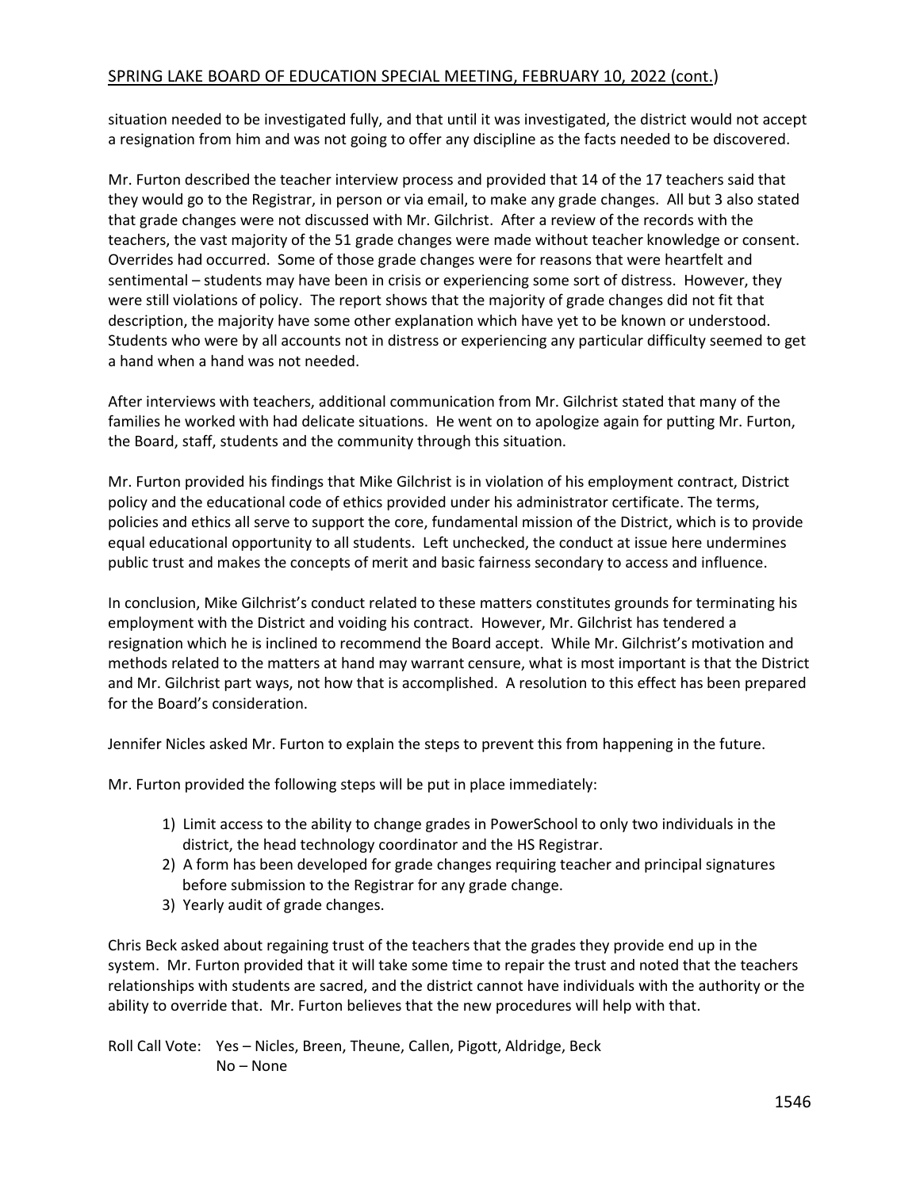situation needed to be investigated fully, and that until it was investigated, the district would not accept a resignation from him and was not going to offer any discipline as the facts needed to be discovered.

Mr. Furton described the teacher interview process and provided that 14 of the 17 teachers said that they would go to the Registrar, in person or via email, to make any grade changes. All but 3 also stated that grade changes were not discussed with Mr. Gilchrist. After a review of the records with the teachers, the vast majority of the 51 grade changes were made without teacher knowledge or consent. Overrides had occurred. Some of those grade changes were for reasons that were heartfelt and sentimental – students may have been in crisis or experiencing some sort of distress. However, they were still violations of policy. The report shows that the majority of grade changes did not fit that description, the majority have some other explanation which have yet to be known or understood. Students who were by all accounts not in distress or experiencing any particular difficulty seemed to get a hand when a hand was not needed.

After interviews with teachers, additional communication from Mr. Gilchrist stated that many of the families he worked with had delicate situations. He went on to apologize again for putting Mr. Furton, the Board, staff, students and the community through this situation.

Mr. Furton provided his findings that Mike Gilchrist is in violation of his employment contract, District policy and the educational code of ethics provided under his administrator certificate. The terms, policies and ethics all serve to support the core, fundamental mission of the District, which is to provide equal educational opportunity to all students. Left unchecked, the conduct at issue here undermines public trust and makes the concepts of merit and basic fairness secondary to access and influence.

In conclusion, Mike Gilchrist's conduct related to these matters constitutes grounds for terminating his employment with the District and voiding his contract. However, Mr. Gilchrist has tendered a resignation which he is inclined to recommend the Board accept. While Mr. Gilchrist's motivation and methods related to the matters at hand may warrant censure, what is most important is that the District and Mr. Gilchrist part ways, not how that is accomplished. A resolution to this effect has been prepared for the Board's consideration.

Jennifer Nicles asked Mr. Furton to explain the steps to prevent this from happening in the future.

Mr. Furton provided the following steps will be put in place immediately:

1) Limit access to the ability to change grades in PowerSchool to only two individuals in the district, the head technology coordinator and the HS Registrar.
2) A form has been developed for grade changes requiring teacher and principal signatures before submission to the Registrar for any grade change.
3) Yearly audit of grade changes.

Chris Beck asked about regaining trust of the teachers that the grades they provide end up in the system. Mr. Furton provided that it will take some time to repair the trust and noted that the teachers relationships with students are sacred, and the district cannot have individuals with the authority or the ability to override that. Mr. Furton believes that the new procedures will help with that.

Roll Call Vote: Yes – Nicles, Breen, Theune, Callen, Pigott, Aldridge, Beck
No – None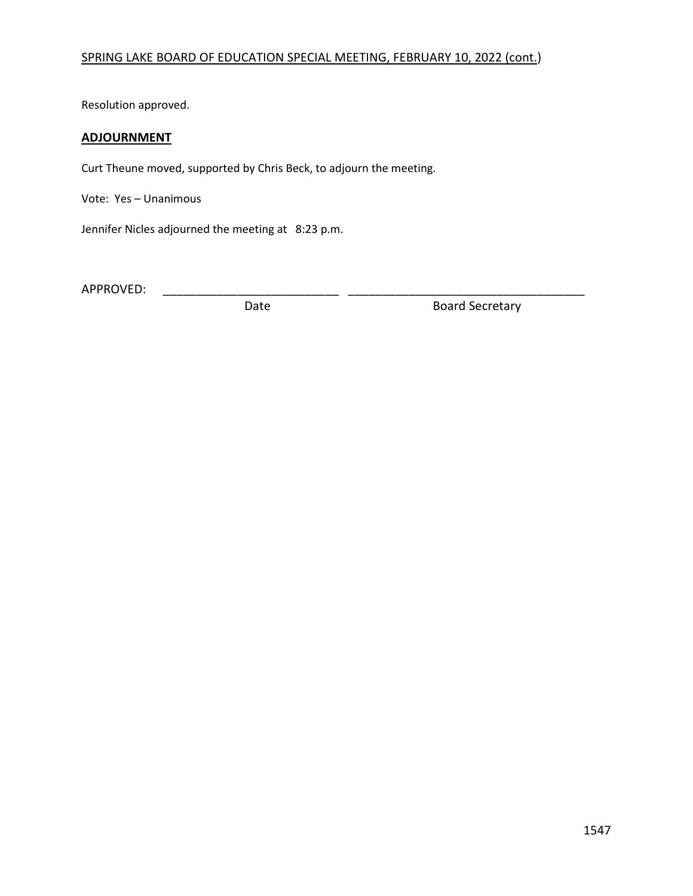Resolution approved.

**ADJOURNMENT**

Curt Theune moved, supported by Chris Beck, to adjourn the meeting.

Vote: Yes – Unanimous

Jennifer Nicles adjourned the meeting at 8:23 p.m.

APPROVED: ___________________________ ____________________________________

Date Board Secretary